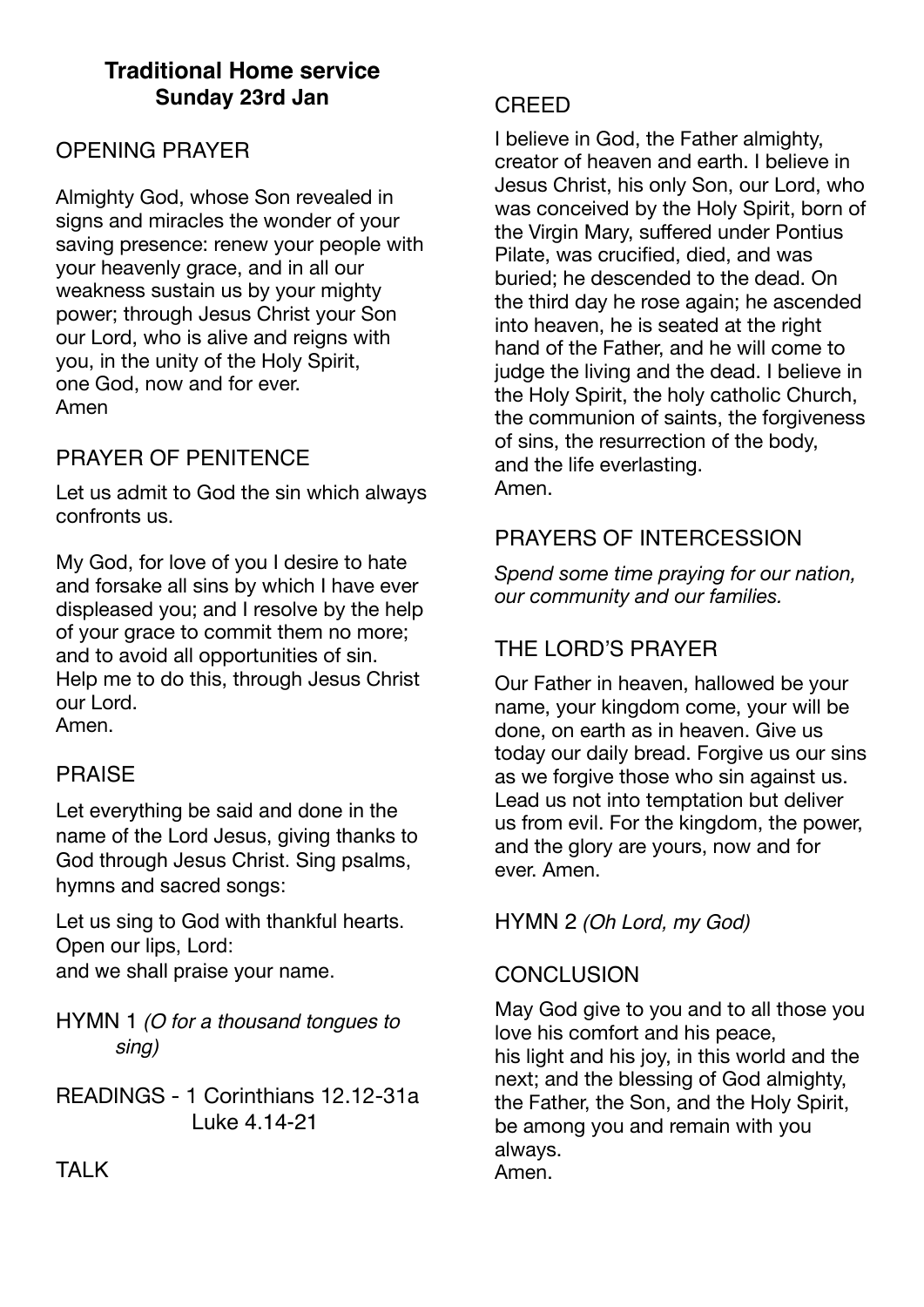# Traditional Home service
**Sunday 23rd Jan**

## OPENING PRAYER

Almighty God, whose Son revealed in signs and miracles the wonder of your saving presence: renew your people with your heavenly grace, and in all our weakness sustain us by your mighty power; through Jesus Christ your Son our Lord, who is alive and reigns with you, in the unity of the Holy Spirit, one God, now and for ever.
Amen

## PRAYER OF PENITENCE

Let us admit to God the sin which always confronts us.

My God, for love of you I desire to hate and forsake all sins by which I have ever displeased you; and I resolve by the help of your grace to commit them no more; and to avoid all opportunities of sin. Help me to do this, through Jesus Christ our Lord.
Amen.

## PRAISE

Let everything be said and done in the name of the Lord Jesus, giving thanks to God through Jesus Christ. Sing psalms, hymns and sacred songs:

Let us sing to God with thankful hearts.
Open our lips, Lord:
and we shall praise your name.

## HYMN 1 *(O for a thousand tongues to sing)*

## READINGS - 1 Corinthians 12.12-31a
Luke 4.14-21

## TALK

## CREED

I believe in God, the Father almighty, creator of heaven and earth. I believe in Jesus Christ, his only Son, our Lord, who was conceived by the Holy Spirit, born of the Virgin Mary, suffered under Pontius Pilate, was crucified, died, and was buried; he descended to the dead. On the third day he rose again; he ascended into heaven, he is seated at the right hand of the Father, and he will come to judge the living and the dead. I believe in the Holy Spirit, the holy catholic Church, the communion of saints, the forgiveness of sins, the resurrection of the body, and the life everlasting.
Amen.

## PRAYERS OF INTERCESSION

*Spend some time praying for our nation, our community and our families.*

## THE LORD'S PRAYER

Our Father in heaven, hallowed be your name, your kingdom come, your will be done, on earth as in heaven. Give us today our daily bread. Forgive us our sins as we forgive those who sin against us. Lead us not into temptation but deliver us from evil. For the kingdom, the power, and the glory are yours, now and for ever. Amen.

## HYMN 2 *(Oh Lord, my God)*

## CONCLUSION

May God give to you and to all those you love his comfort and his peace,
his light and his joy, in this world and the next; and the blessing of God almighty, the Father, the Son, and the Holy Spirit, be among you and remain with you always.
Amen.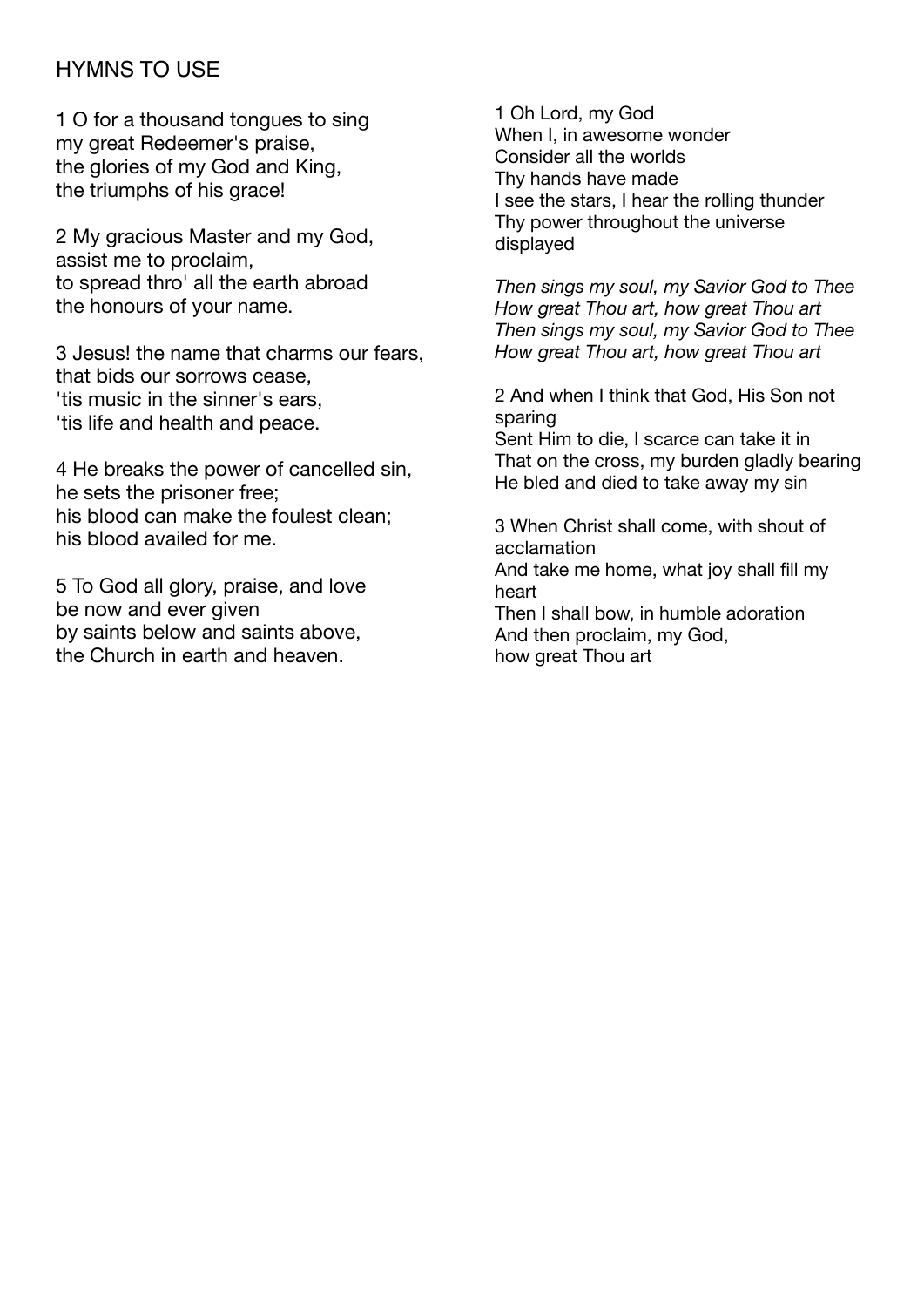HYMNS TO USE

1 O for a thousand tongues to sing
my great Redeemer's praise,
the glories of my God and King,
the triumphs of his grace!

2 My gracious Master and my God,
assist me to proclaim,
to spread thro' all the earth abroad
the honours of your name.

3 Jesus! the name that charms our fears,
that bids our sorrows cease,
'tis music in the sinner's ears,
'tis life and health and peace.

4 He breaks the power of cancelled sin,
he sets the prisoner free;
his blood can make the foulest clean;
his blood availed for me.

5 To God all glory, praise, and love
be now and ever given
by saints below and saints above,
the Church in earth and heaven.

1 Oh Lord, my God
When I, in awesome wonder
Consider all the worlds
Thy hands have made
I see the stars, I hear the rolling thunder
Thy power throughout the universe displayed

*Then sings my soul, my Savior God to Thee*
*How great Thou art, how great Thou art*
*Then sings my soul, my Savior God to Thee*
*How great Thou art, how great Thou art*

2 And when I think that God, His Son not sparing
Sent Him to die, I scarce can take it in
That on the cross, my burden gladly bearing
He bled and died to take away my sin

3 When Christ shall come, with shout of acclamation
And take me home, what joy shall fill my heart
Then I shall bow, in humble adoration
And then proclaim, my God,
how great Thou art